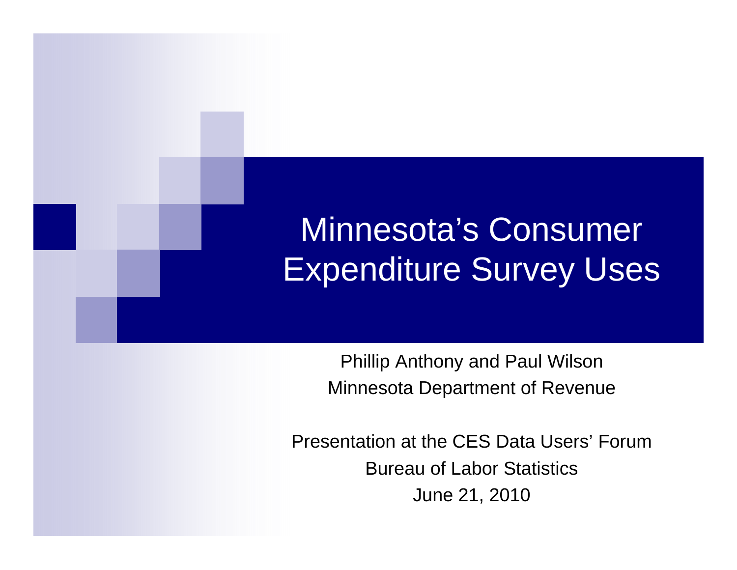# Minnesota's Consumer Expenditure Survey Uses

Phillip Anthony and Paul Wilson

Minnesota Department of Revenue

Presentation at the CES Data Users' Forum

Bureau of Labor Statistics

June 21, 2010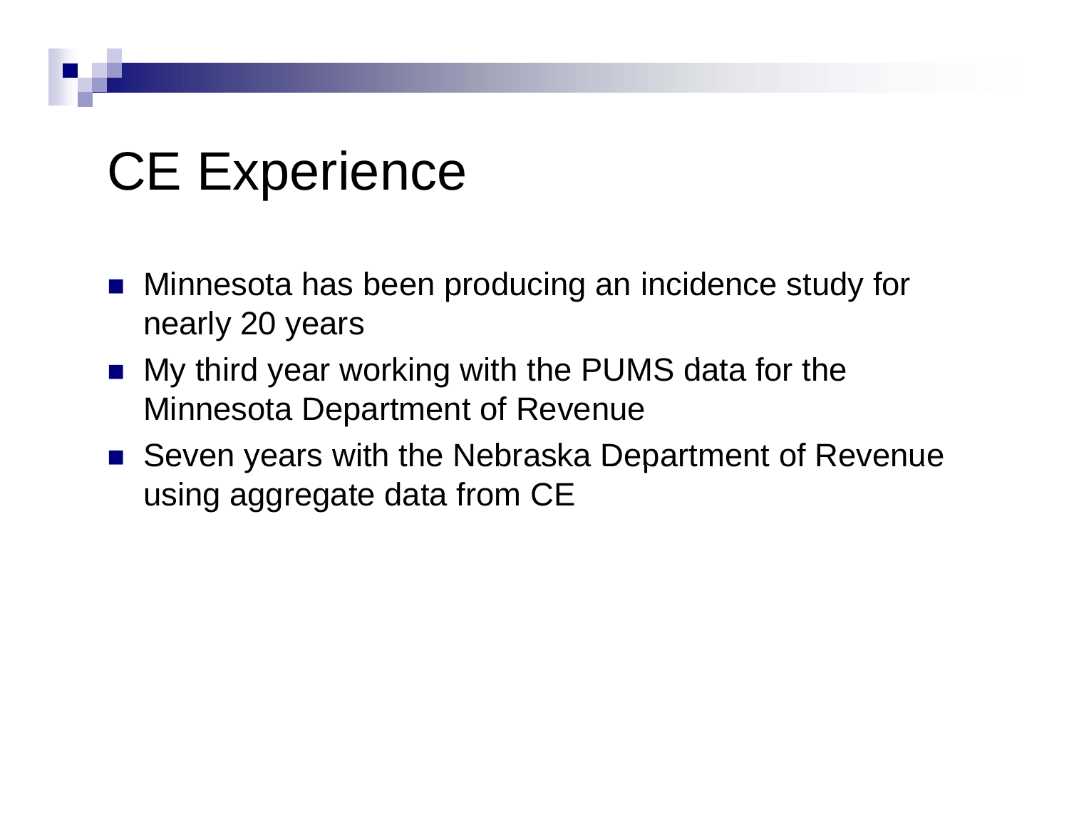# CE Experience

- Minnesota has been producing an incidence study for nearly 20 years
- My third year working with the PUMS data for the Minnesota Department of Revenue
- Seven years with the Nebraska Department of Revenue using aggregate data from CE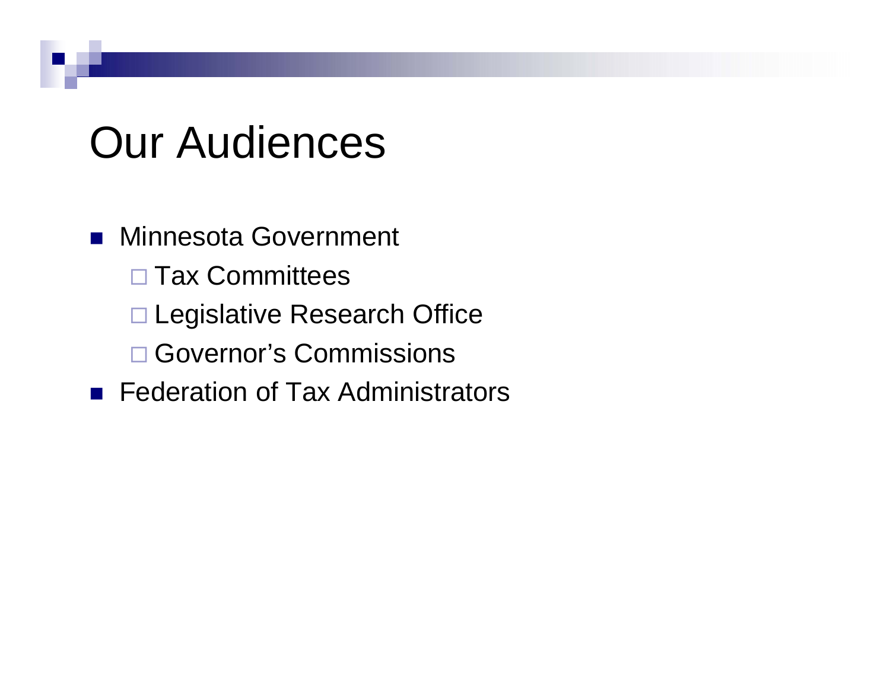# Our Audiences

- Minnesota Government
  - Tax Committees
  - Legislative Research Office
  - Governor's Commissions
- Federation of Tax Administrators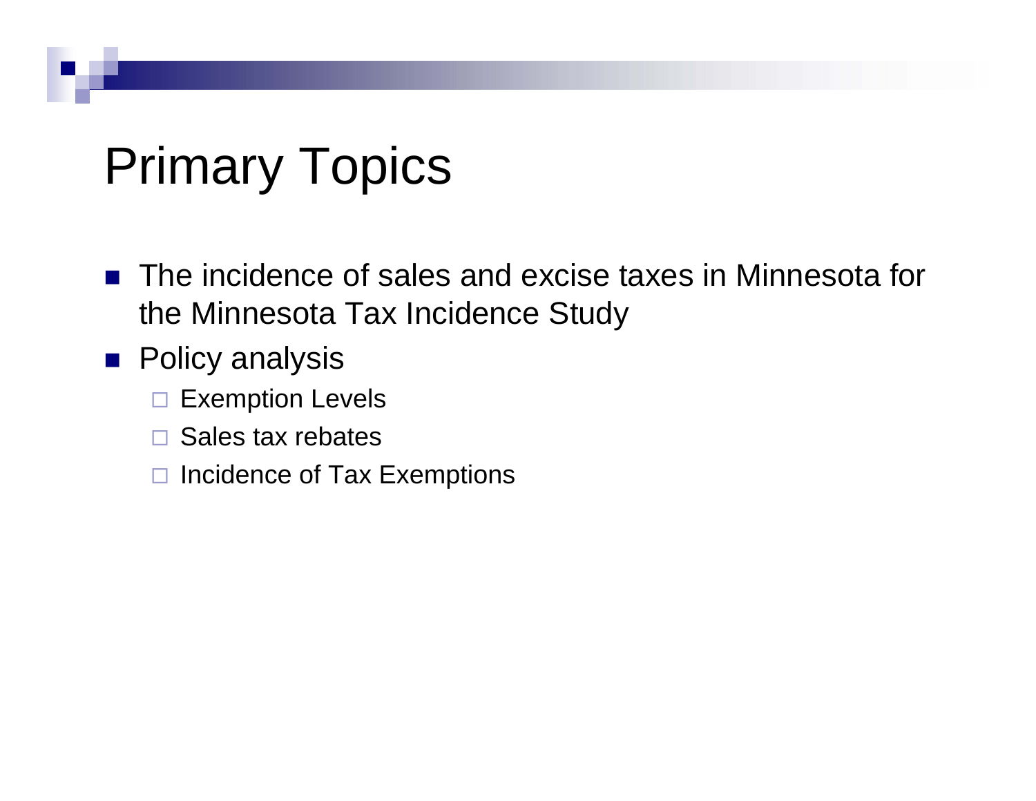# Primary Topics

- The incidence of sales and excise taxes in Minnesota for the Minnesota Tax Incidence Study
- Policy analysis
  - Exemption Levels
  - Sales tax rebates
  - Incidence of Tax Exemptions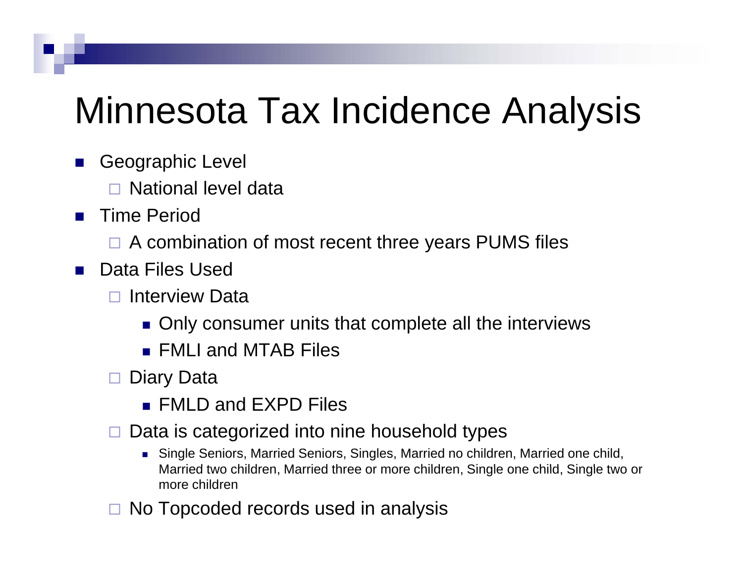# Minnesota Tax Incidence Analysis

- Geographic Level
  - National level data
- Time Period
  - A combination of most recent three years PUMS files
- Data Files Used
  - Interview Data
    - Only consumer units that complete all the interviews
    - FMLI and MTAB Files
  - Diary Data
    - FMLD and EXPD Files
  - Data is categorized into nine household types
    - Single Seniors, Married Seniors, Singles, Married no children, Married one child, Married two children, Married three or more children, Single one child, Single two or more children
  - No Topcoded records used in analysis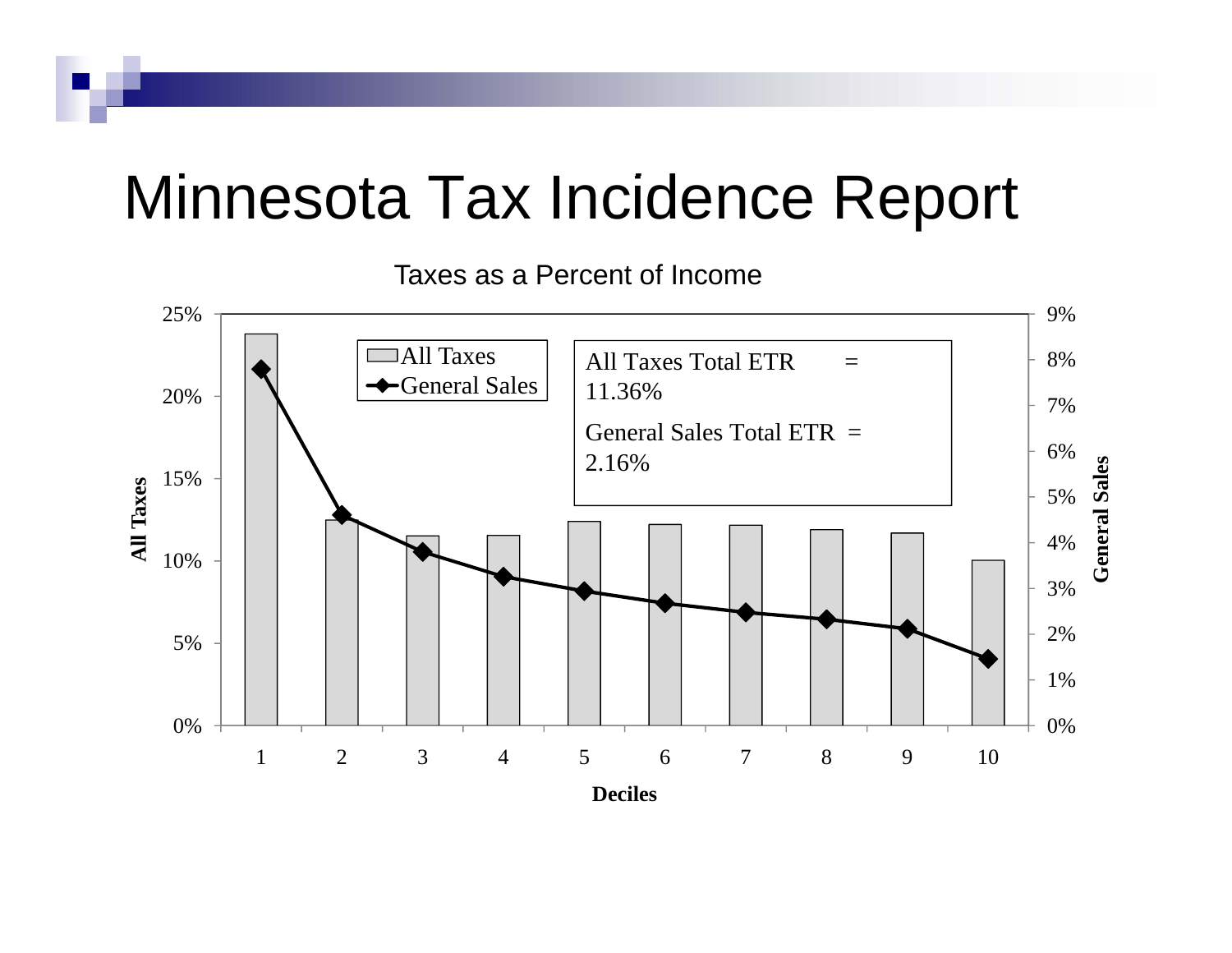# Minnesota Tax Incidence Report

Taxes as a Percent of Income

All Taxes Total ETR = 11.36%

General Sales Total ETR = 2.16%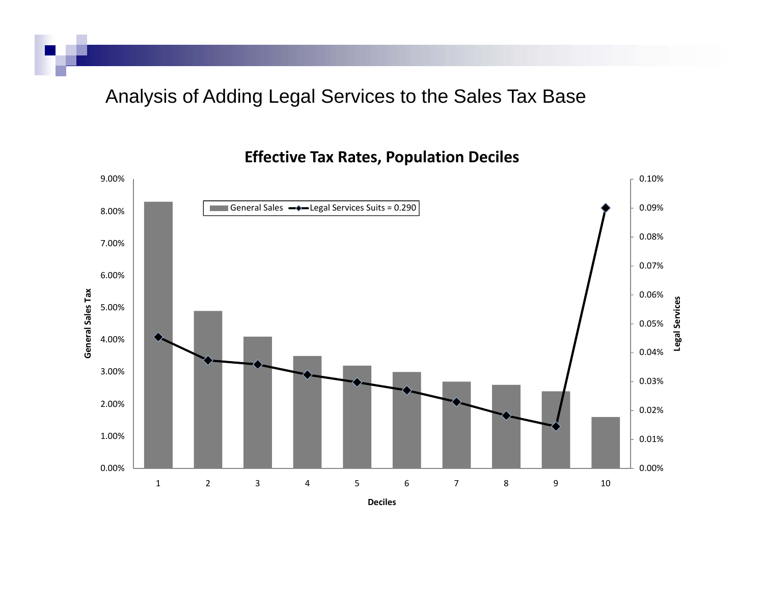# Analysis of Adding Legal Services to the Sales Tax Base

**Effective Tax Rates, Population Deciles**

General Sales — Legal Services Suits = 0.290

General Sales Tax: 9.00%, 8.00%, 7.00%, 6.00%, 5.00%, 4.00%, 3.00%, 2.00%, 1.00%, 0.00%

Legal Services: 0.10%, 0.09%, 0.08%, 0.07%, 0.06%, 0.05%, 0.04%, 0.03%, 0.02%, 0.01%, 0.00%

Deciles: 1, 2, 3, 4, 5, 6, 7, 8, 9, 10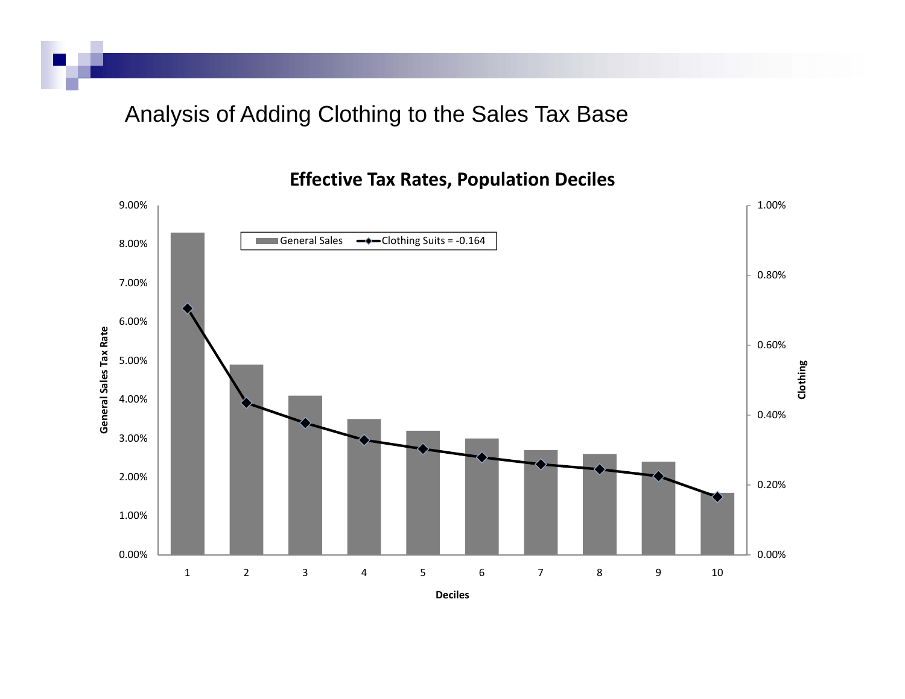# Analysis of Adding Clothing to the Sales Tax Base

**Effective Tax Rates, Population Deciles**

General Sales | Clothing Suits = -0.164

General Sales Tax Rate: 9.00%, 8.00%, 7.00%, 6.00%, 5.00%, 4.00%, 3.00%, 2.00%, 1.00%, 0.00%

Clothing: 1.00%, 0.80%, 0.60%, 0.40%, 0.20%, 0.00%

Deciles: 1, 2, 3, 4, 5, 6, 7, 8, 9, 10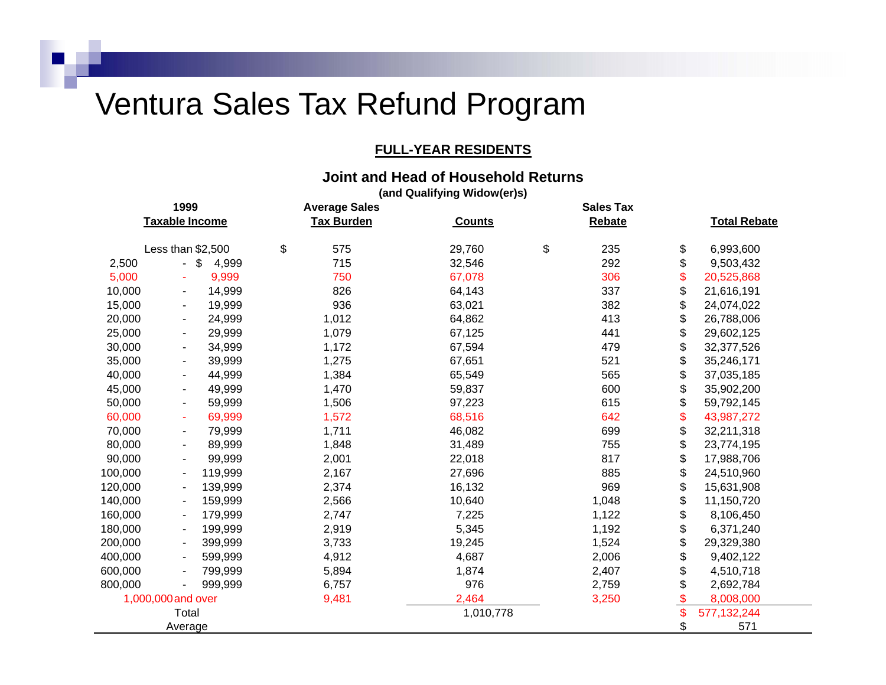# Ventura Sales Tax Refund Program

**FULL-YEAR RESIDENTS**

**Joint and Head of Household Returns**

**(and Qualifying Widow(er)s)**

| 1999 Taxable Income | Average Sales Tax Burden | Counts | Sales Tax Rebate | Total Rebate |
|---|---|---|---|---|
| Less than $2,500 | $ 575 | 29,760 | $ 235 | $ 6,993,600 |
| 2,500 - $ 4,999 | 715 | 32,546 | 292 | $ 9,503,432 |
| 5,000 - 9,999 | 750 | 67,078 | 306 | $ 20,525,868 |
| 10,000 - 14,999 | 826 | 64,143 | 337 | $ 21,616,191 |
| 15,000 - 19,999 | 936 | 63,021 | 382 | $ 24,074,022 |
| 20,000 - 24,999 | 1,012 | 64,862 | 413 | $ 26,788,006 |
| 25,000 - 29,999 | 1,079 | 67,125 | 441 | $ 29,602,125 |
| 30,000 - 34,999 | 1,172 | 67,594 | 479 | $ 32,377,526 |
| 35,000 - 39,999 | 1,275 | 67,651 | 521 | $ 35,246,171 |
| 40,000 - 44,999 | 1,384 | 65,549 | 565 | $ 37,035,185 |
| 45,000 - 49,999 | 1,470 | 59,837 | 600 | $ 35,902,200 |
| 50,000 - 59,999 | 1,506 | 97,223 | 615 | $ 59,792,145 |
| 60,000 - 69,999 | 1,572 | 68,516 | 642 | $ 43,987,272 |
| 70,000 - 79,999 | 1,711 | 46,082 | 699 | $ 32,211,318 |
| 80,000 - 89,999 | 1,848 | 31,489 | 755 | $ 23,774,195 |
| 90,000 - 99,999 | 2,001 | 22,018 | 817 | $ 17,988,706 |
| 100,000 - 119,999 | 2,167 | 27,696 | 885 | $ 24,510,960 |
| 120,000 - 139,999 | 2,374 | 16,132 | 969 | $ 15,631,908 |
| 140,000 - 159,999 | 2,566 | 10,640 | 1,048 | $ 11,150,720 |
| 160,000 - 179,999 | 2,747 | 7,225 | 1,122 | $ 8,106,450 |
| 180,000 - 199,999 | 2,919 | 5,345 | 1,192 | $ 6,371,240 |
| 200,000 - 399,999 | 3,733 | 19,245 | 1,524 | $ 29,329,380 |
| 400,000 - 599,999 | 4,912 | 4,687 | 2,006 | $ 9,402,122 |
| 600,000 - 799,999 | 5,894 | 1,874 | 2,407 | $ 4,510,718 |
| 800,000 - 999,999 | 6,757 | 976 | 2,759 | $ 2,692,784 |
| 1,000,000 and over | 9,481 | 2,464 | 3,250 | $ 8,008,000 |
| Total | | 1,010,778 | | $ 577,132,244 |
| Average | | | | $ 571 |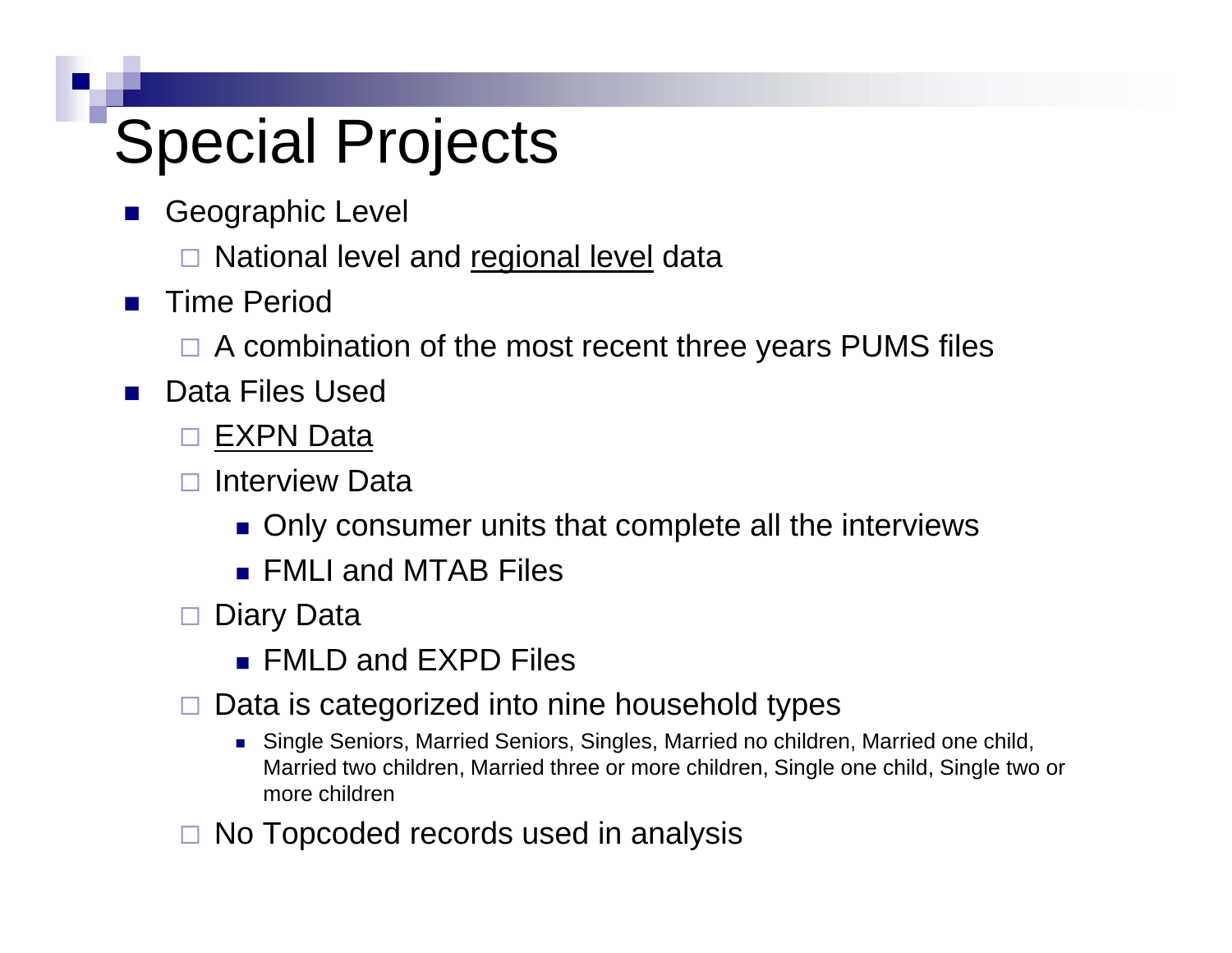# Special Projects

- Geographic Level
  - National level and <u>regional level</u> data
- Time Period
  - A combination of the most recent three years PUMS files
- Data Files Used
  - <u>EXPN Data</u>
  - Interview Data
    - Only consumer units that complete all the interviews
    - FMLI and MTAB Files
  - Diary Data
    - FMLD and EXPD Files
  - Data is categorized into nine household types
    - Single Seniors, Married Seniors, Singles, Married no children, Married one child, Married two children, Married three or more children, Single one child, Single two or more children
  - No Topcoded records used in analysis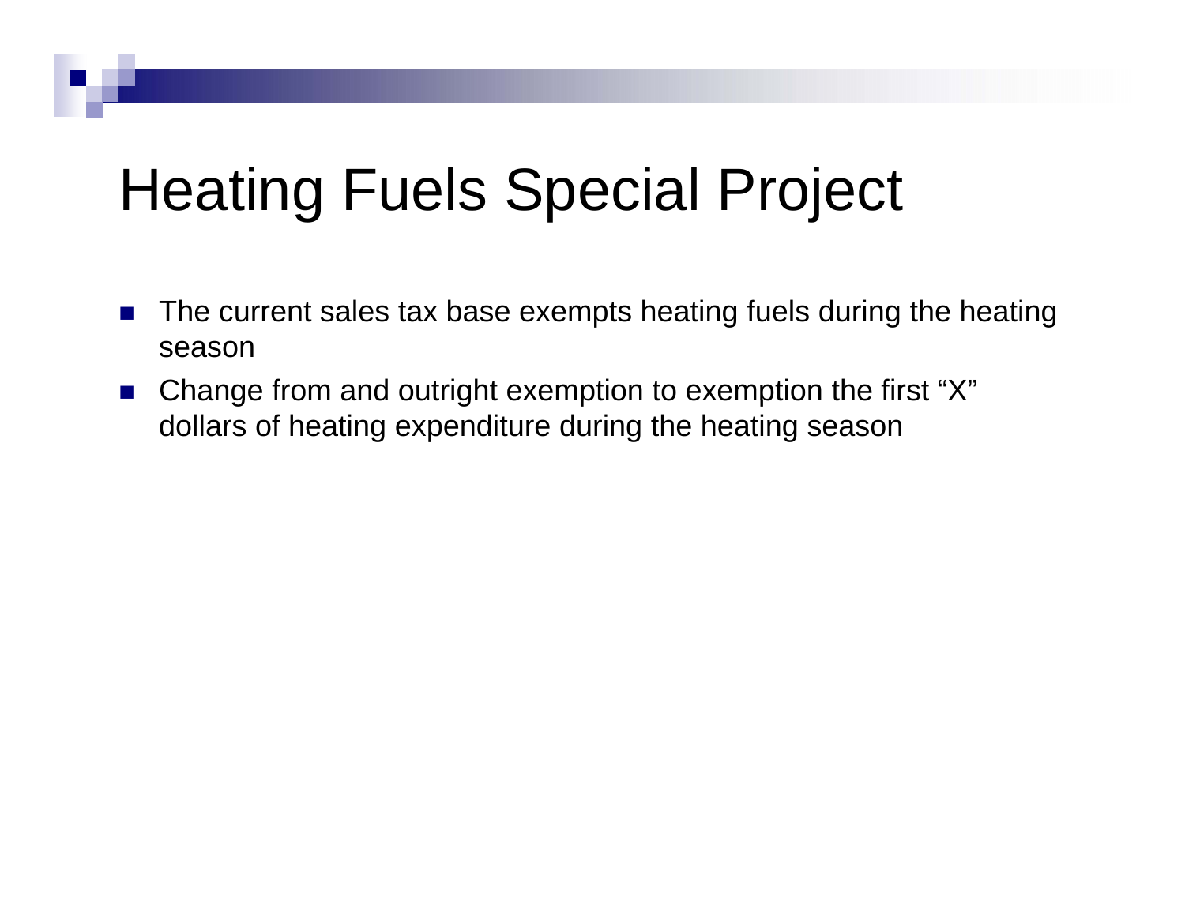# Heating Fuels Special Project

- The current sales tax base exempts heating fuels during the heating season
- Change from and outright exemption to exemption the first “X” dollars of heating expenditure during the heating season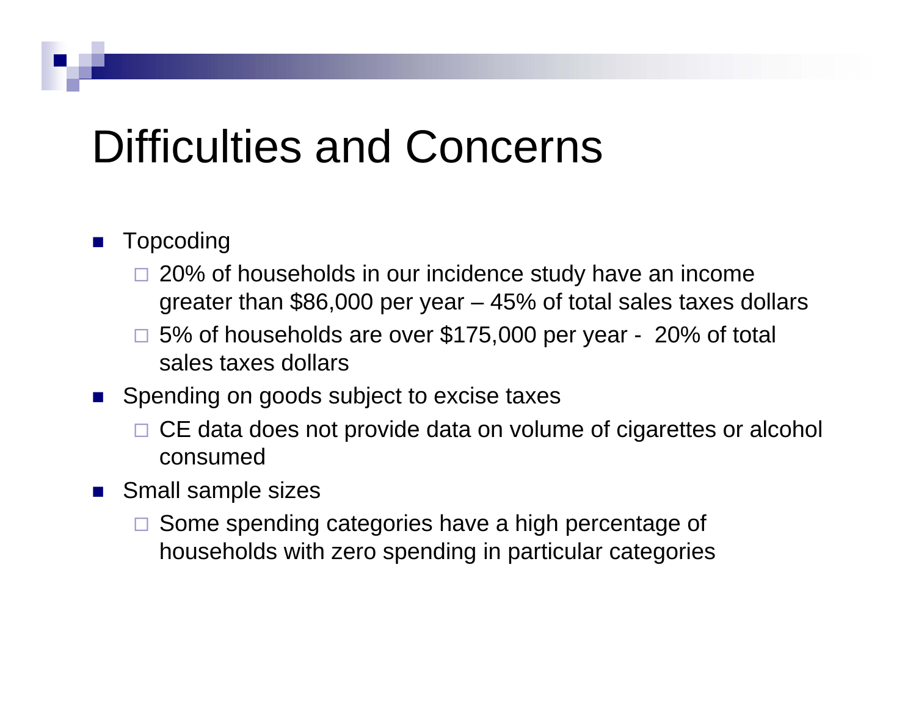# Difficulties and Concerns

- Topcoding
  - 20% of households in our incidence study have an income greater than $86,000 per year – 45% of total sales taxes dollars
  - 5% of households are over $175,000 per year - 20% of total sales taxes dollars
- Spending on goods subject to excise taxes
  - CE data does not provide data on volume of cigarettes or alcohol consumed
- Small sample sizes
  - Some spending categories have a high percentage of households with zero spending in particular categories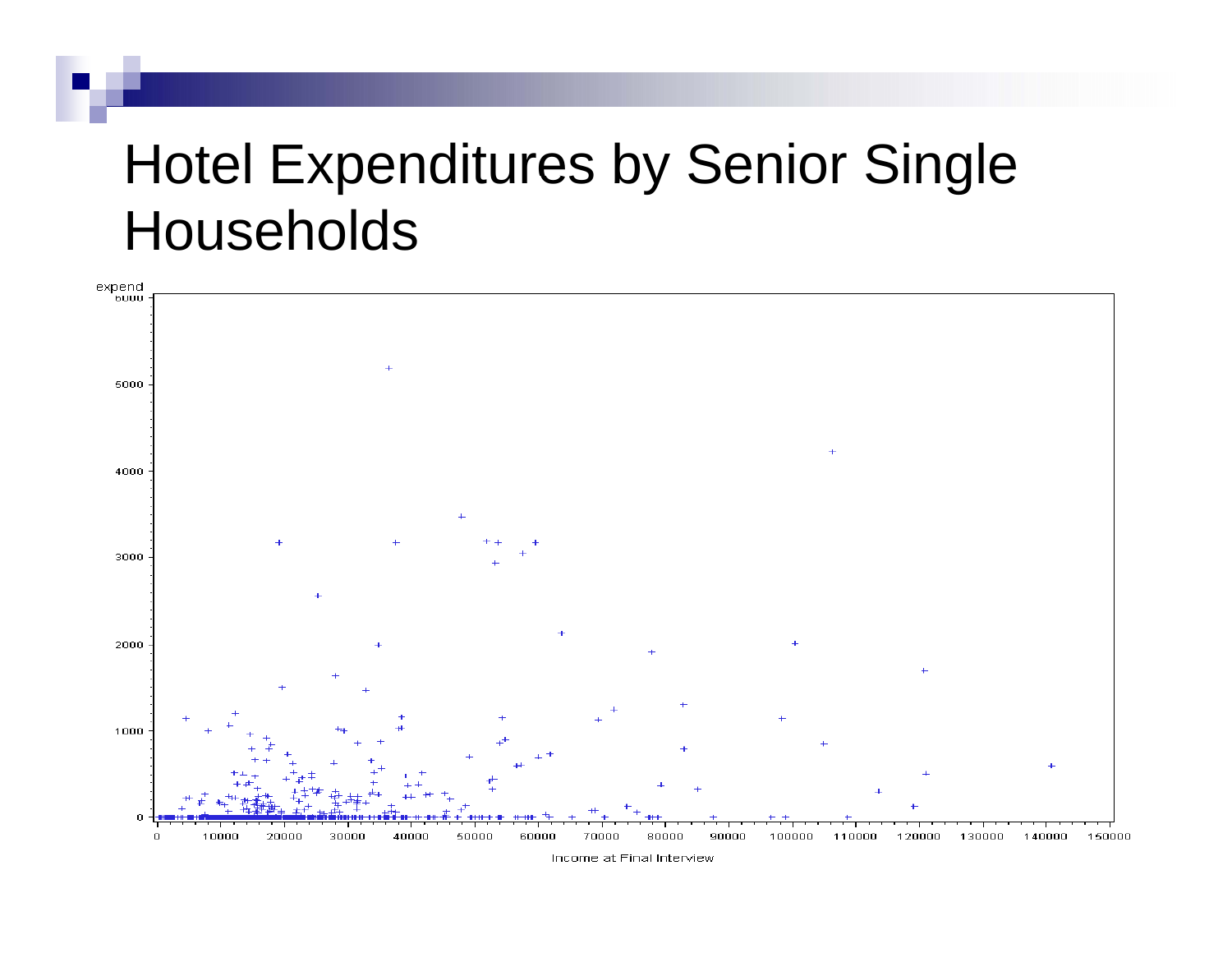# Hotel Expenditures by Senior Single Households

expend

6000

5000

4000

3000

2000

1000

0

0 10000 20000 30000 40000 50000 60000 70000 80000 90000 100000 110000 120000 130000 140000 150000

Income at Final Interview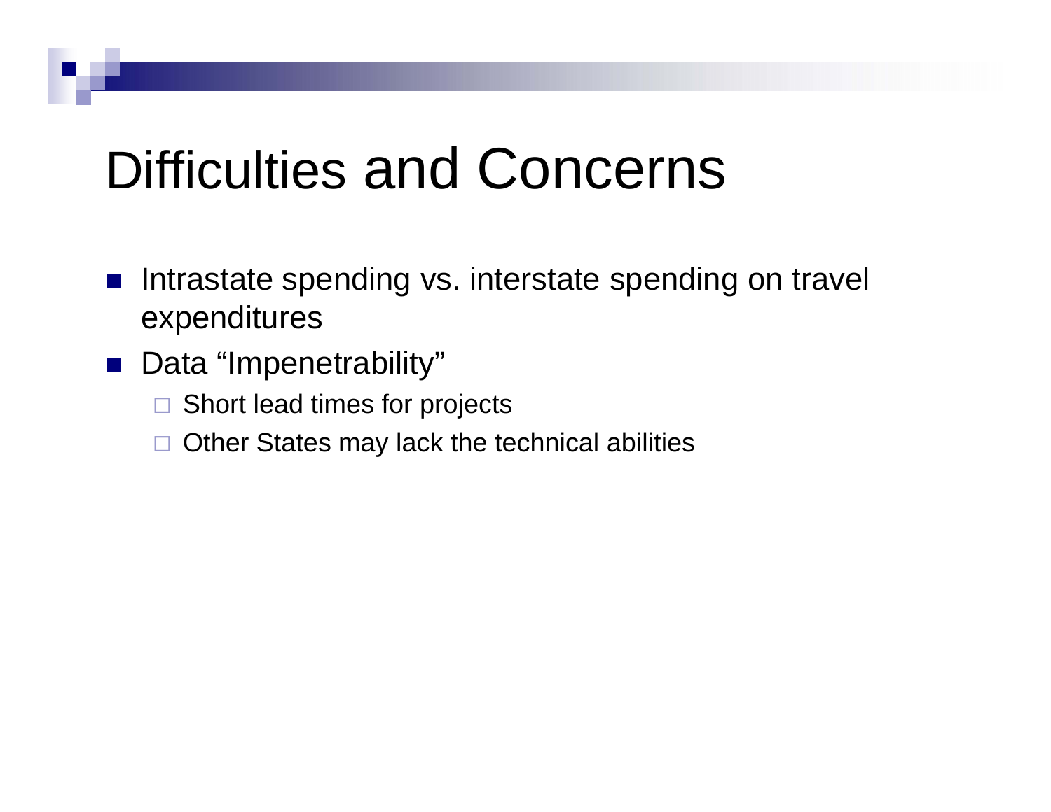# Difficulties and Concerns

- Intrastate spending vs. interstate spending on travel expenditures
- Data "Impenetrability"
  - Short lead times for projects
  - Other States may lack the technical abilities